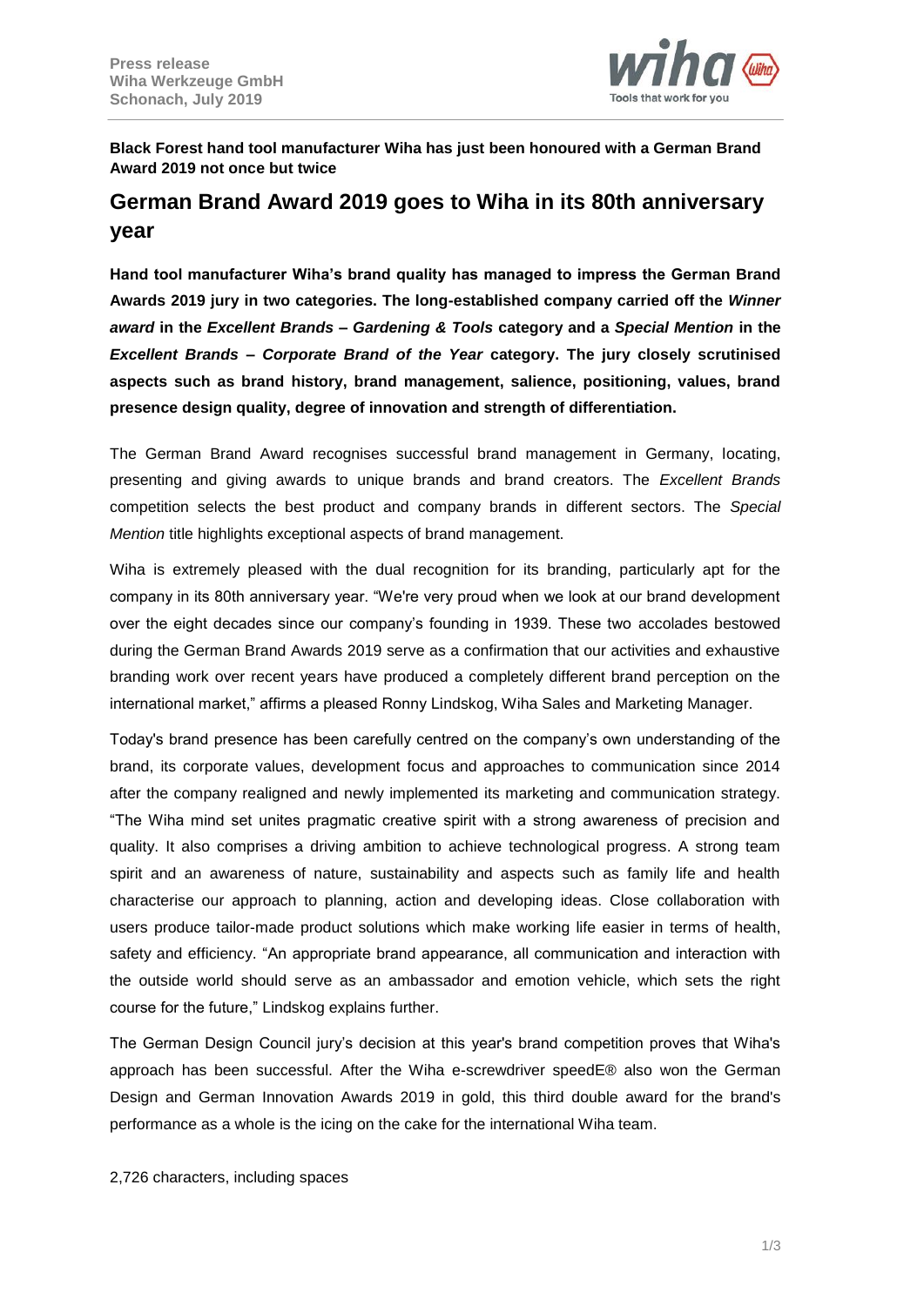**Press release**
**Wiha Werkzeuge GmbH**
**Schonach, July 2019**

**Black Forest hand tool manufacturer Wiha has just been honoured with a German Brand Award 2019 not once but twice**

# German Brand Award 2019 goes to Wiha in its 80th anniversary year

**Hand tool manufacturer Wiha's brand quality has managed to impress the German Brand Awards 2019 jury in two categories. The long-established company carried off the *Winner award* in the *Excellent Brands – Gardening & Tools* category and a *Special Mention* in the *Excellent Brands – Corporate Brand of the Year* category. The jury closely scrutinised aspects such as brand history, brand management, salience, positioning, values, brand presence design quality, degree of innovation and strength of differentiation.**

The German Brand Award recognises successful brand management in Germany, locating, presenting and giving awards to unique brands and brand creators. The *Excellent Brands* competition selects the best product and company brands in different sectors. The *Special Mention* title highlights exceptional aspects of brand management.

Wiha is extremely pleased with the dual recognition for its branding, particularly apt for the company in its 80th anniversary year. "We're very proud when we look at our brand development over the eight decades since our company's founding in 1939. These two accolades bestowed during the German Brand Awards 2019 serve as a confirmation that our activities and exhaustive branding work over recent years have produced a completely different brand perception on the international market," affirms a pleased Ronny Lindskog, Wiha Sales and Marketing Manager.

Today's brand presence has been carefully centred on the company's own understanding of the brand, its corporate values, development focus and approaches to communication since 2014 after the company realigned and newly implemented its marketing and communication strategy. "The Wiha mind set unites pragmatic creative spirit with a strong awareness of precision and quality. It also comprises a driving ambition to achieve technological progress. A strong team spirit and an awareness of nature, sustainability and aspects such as family life and health characterise our approach to planning, action and developing ideas. Close collaboration with users produce tailor-made product solutions which make working life easier in terms of health, safety and efficiency. "An appropriate brand appearance, all communication and interaction with the outside world should serve as an ambassador and emotion vehicle, which sets the right course for the future," Lindskog explains further.

The German Design Council jury's decision at this year's brand competition proves that Wiha's approach has been successful. After the Wiha e-screwdriver speedE® also won the German Design and German Innovation Awards 2019 in gold, this third double award for the brand's performance as a whole is the icing on the cake for the international Wiha team.

2,726 characters, including spaces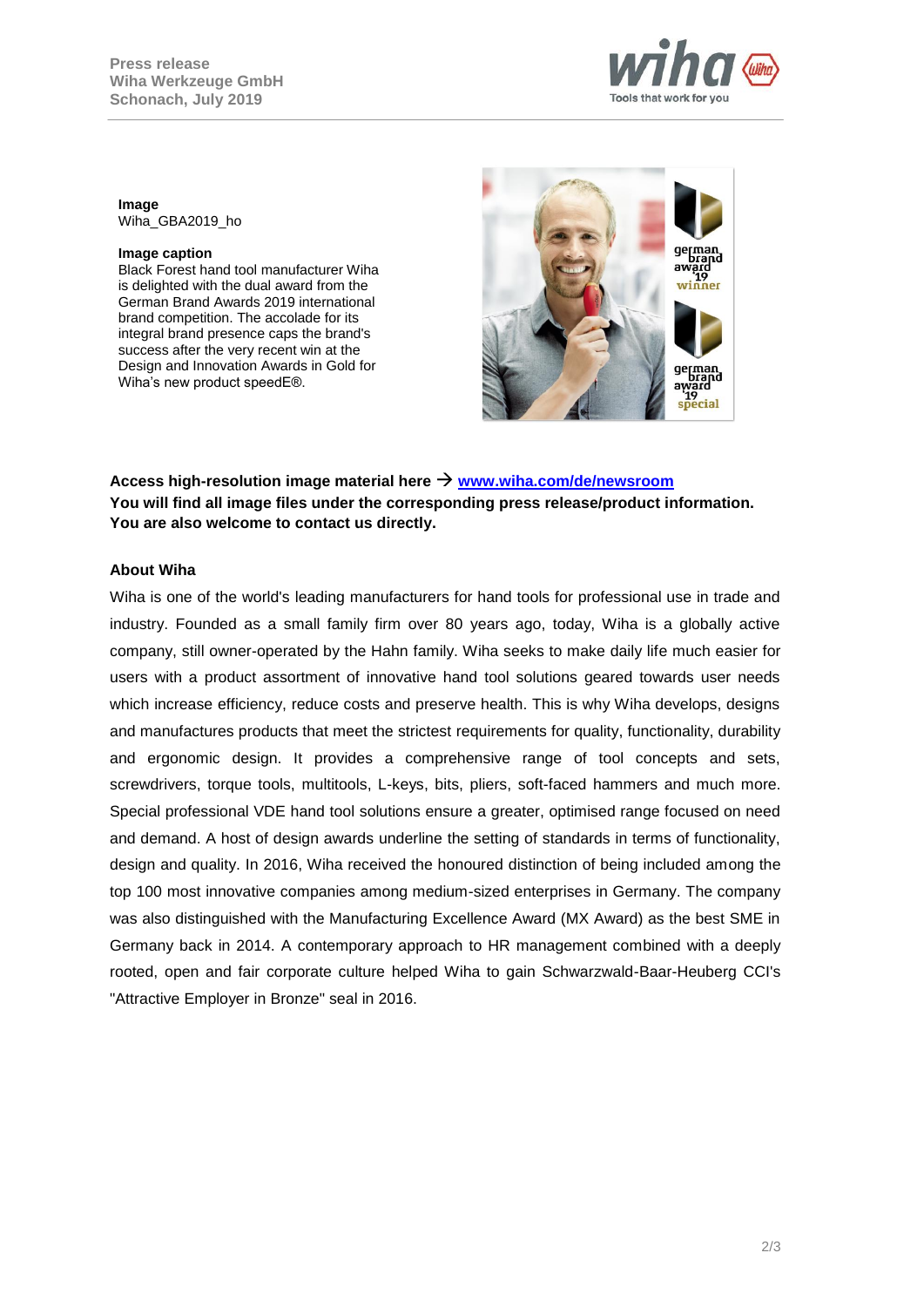**Image**
Wiha_GBA2019_ho

**Image caption**
Black Forest hand tool manufacturer Wiha is delighted with the dual award from the German Brand Awards 2019 international brand competition. The accolade for its integral brand presence caps the brand's success after the very recent win at the Design and Innovation Awards in Gold for Wiha's new product speedE®.

**Access high-resolution image material here → [www.wiha.com/de/newsroom](www.wiha.com/de/newsroom)**
**You will find all image files under the corresponding press release/product information. You are also welcome to contact us directly.**

### About Wiha

Wiha is one of the world's leading manufacturers for hand tools for professional use in trade and industry. Founded as a small family firm over 80 years ago, today, Wiha is a globally active company, still owner-operated by the Hahn family. Wiha seeks to make daily life much easier for users with a product assortment of innovative hand tool solutions geared towards user needs which increase efficiency, reduce costs and preserve health. This is why Wiha develops, designs and manufactures products that meet the strictest requirements for quality, functionality, durability and ergonomic design. It provides a comprehensive range of tool concepts and sets, screwdrivers, torque tools, multitools, L-keys, bits, pliers, soft-faced hammers and much more. Special professional VDE hand tool solutions ensure a greater, optimised range focused on need and demand. A host of design awards underline the setting of standards in terms of functionality, design and quality. In 2016, Wiha received the honoured distinction of being included among the top 100 most innovative companies among medium-sized enterprises in Germany. The company was also distinguished with the Manufacturing Excellence Award (MX Award) as the best SME in Germany back in 2014. A contemporary approach to HR management combined with a deeply rooted, open and fair corporate culture helped Wiha to gain Schwarzwald-Baar-Heuberg CCI's "Attractive Employer in Bronze" seal in 2016.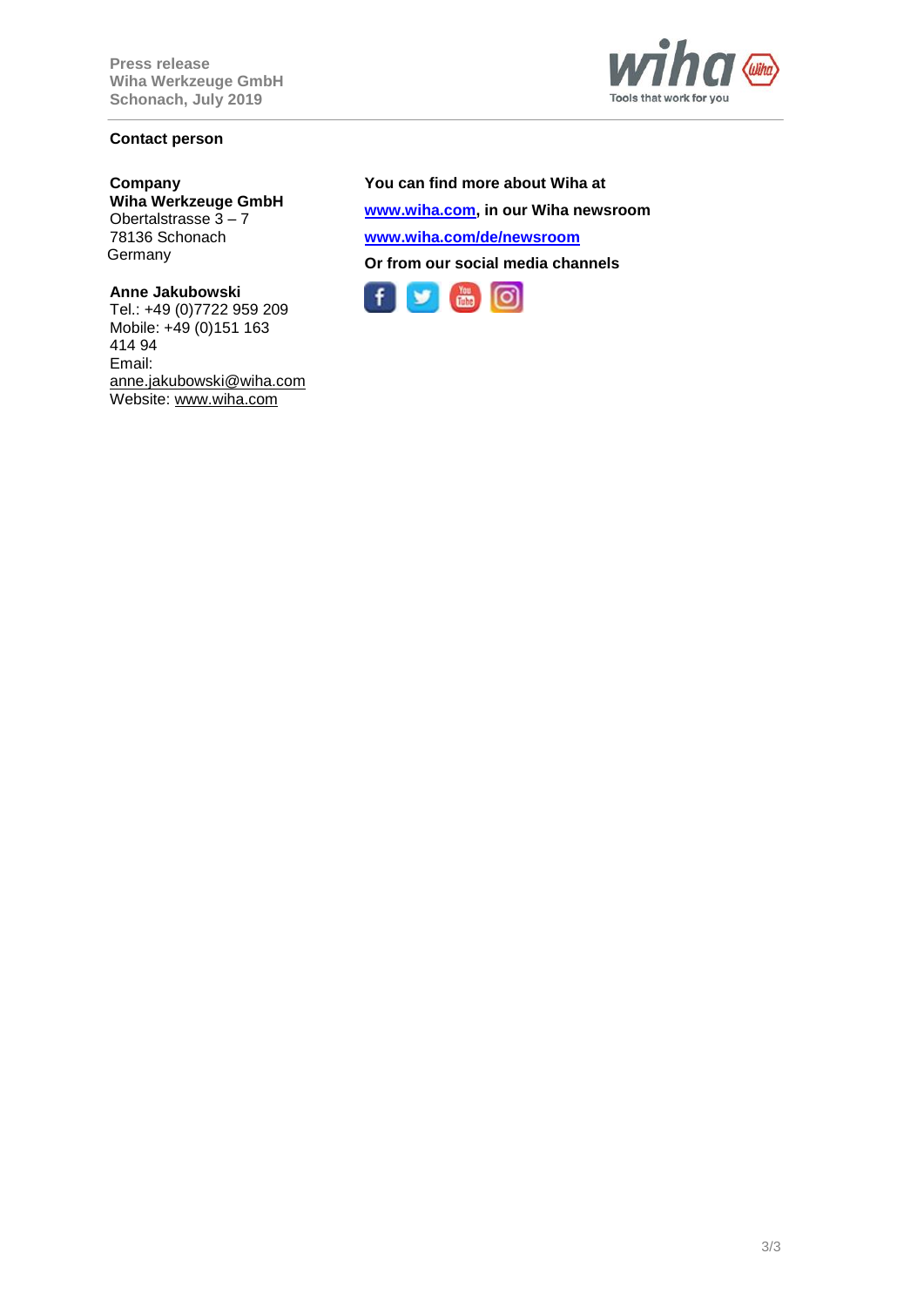**Contact person**

**Company**
**Wiha Werkzeuge GmbH**
Obertalstrasse 3 – 7
78136 Schonach
Germany

**Anne Jakubowski**
Tel.: +49 (0)7722 959 209
Mobile: +49 (0)151 163 414 94
Email: anne.jakubowski@wiha.com
Website: www.wiha.com

**You can find more about Wiha at**

**www.wiha.com, in our Wiha newsroom**

**www.wiha.com/de/newsroom**

**Or from our social media channels**